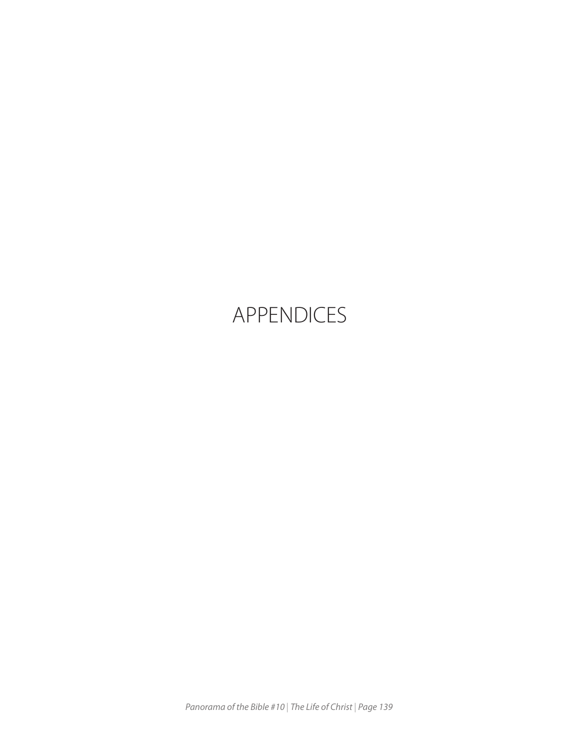# APPENDICES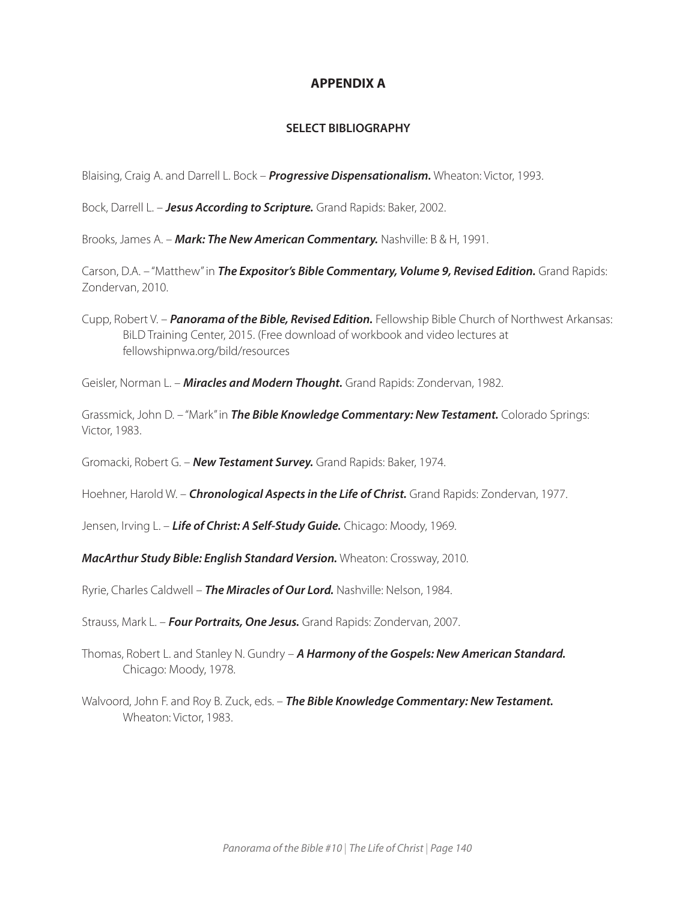# APPENDIX A

## SELECT BIBLIOGRAPHY

Blaising, Craig A. and Darrell L. Bock – ***Progressive Dispensationalism.*** Wheaton: Victor, 1993.

Bock, Darrell L. – ***Jesus According to Scripture.*** Grand Rapids: Baker, 2002.

Brooks, James A. – ***Mark: The New American Commentary.*** Nashville: B & H, 1991.

Carson, D.A. – "Matthew" in ***The Expositor's Bible Commentary, Volume 9, Revised Edition.*** Grand Rapids: Zondervan, 2010.

Cupp, Robert V. – ***Panorama of the Bible, Revised Edition.*** Fellowship Bible Church of Northwest Arkansas: BiLD Training Center, 2015. (Free download of workbook and video lectures at fellowshipnwa.org/bild/resources

Geisler, Norman L. – ***Miracles and Modern Thought.*** Grand Rapids: Zondervan, 1982.

Grassmick, John D. – "Mark" in ***The Bible Knowledge Commentary: New Testament.*** Colorado Springs: Victor, 1983.

Gromacki, Robert G. – ***New Testament Survey.*** Grand Rapids: Baker, 1974.

Hoehner, Harold W. – ***Chronological Aspects in the Life of Christ.*** Grand Rapids: Zondervan, 1977.

Jensen, Irving L. – ***Life of Christ: A Self-Study Guide.*** Chicago: Moody, 1969.

***MacArthur Study Bible: English Standard Version.*** Wheaton: Crossway, 2010.

Ryrie, Charles Caldwell – ***The Miracles of Our Lord.*** Nashville: Nelson, 1984.

Strauss, Mark L. – ***Four Portraits, One Jesus.*** Grand Rapids: Zondervan, 2007.

Thomas, Robert L. and Stanley N. Gundry – ***A Harmony of the Gospels: New American Standard.*** Chicago: Moody, 1978.

Walvoord, John F. and Roy B. Zuck, eds. – ***The Bible Knowledge Commentary: New Testament.*** Wheaton: Victor, 1983.